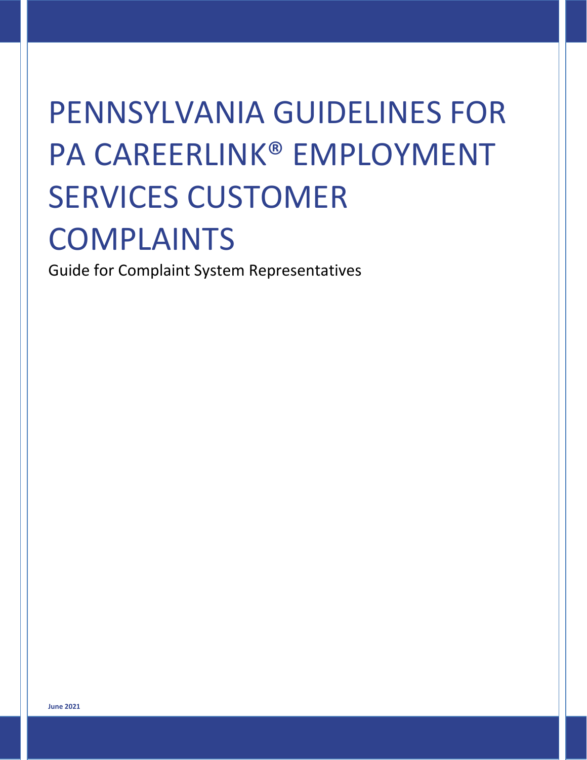# PENNSYLVANIA GUIDELINES FOR PA CAREERLINK® EMPLOYMENT SERVICES CUSTOMER COMPLAINTS

Guide for Complaint System Representatives

**June 2021**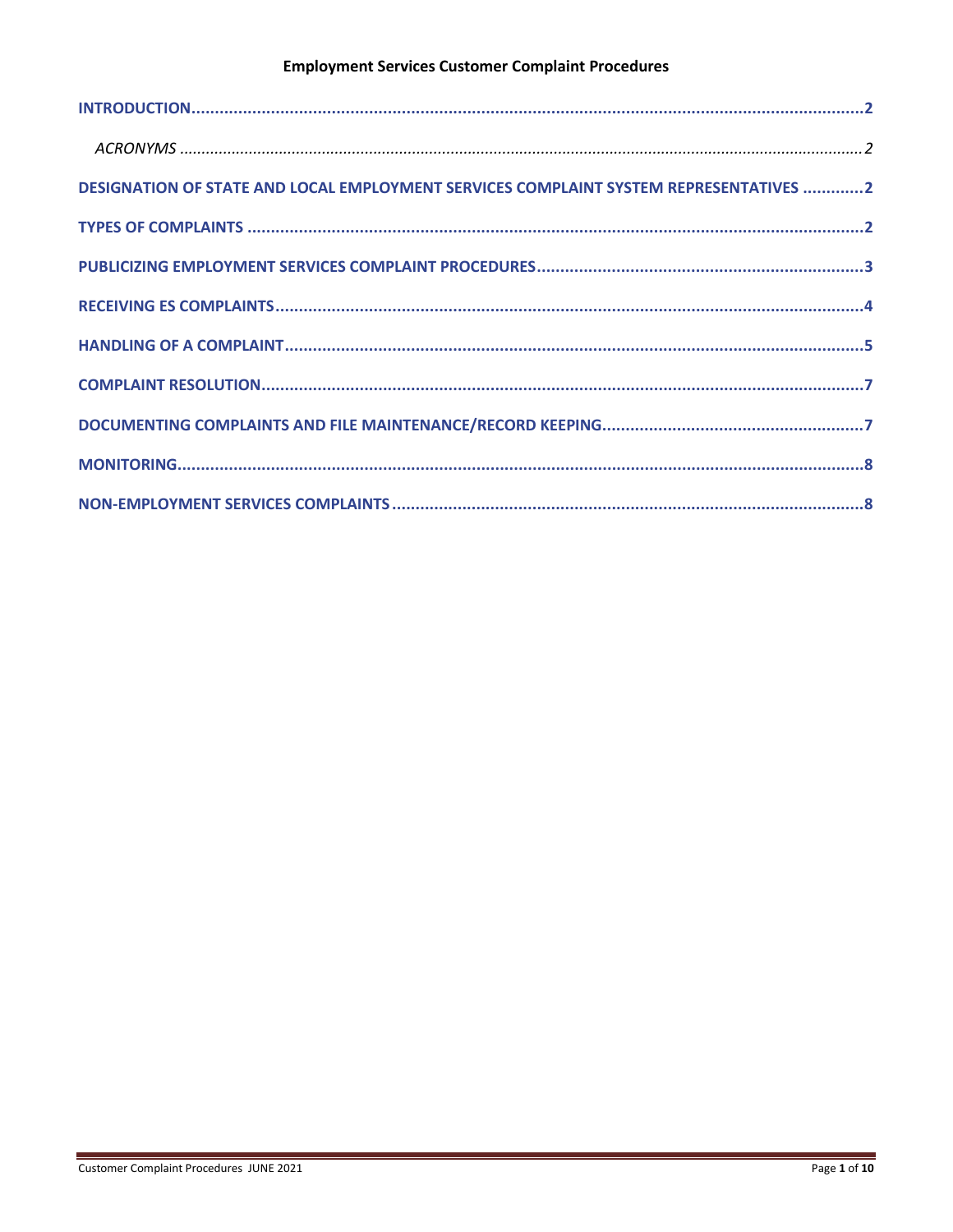**Employment Services Customer Complaint Procedures**

- **INTRODUCTION** ....... 2
  - *ACRONYMS* ....... 2
- **DESIGNATION OF STATE AND LOCAL EMPLOYMENT SERVICES COMPLAINT SYSTEM REPRESENTATIVES** ....... 2
- **TYPES OF COMPLAINTS** ....... 2
- **PUBLICIZING EMPLOYMENT SERVICES COMPLAINT PROCEDURES** ....... 3
- **RECEIVING ES COMPLAINTS** ....... 4
- **HANDLING OF A COMPLAINT** ....... 5
- **COMPLAINT RESOLUTION** ....... 7
- **DOCUMENTING COMPLAINTS AND FILE MAINTENANCE/RECORD KEEPING** ....... 7
- **MONITORING** ....... 8
- **NON-EMPLOYMENT SERVICES COMPLAINTS** ....... 8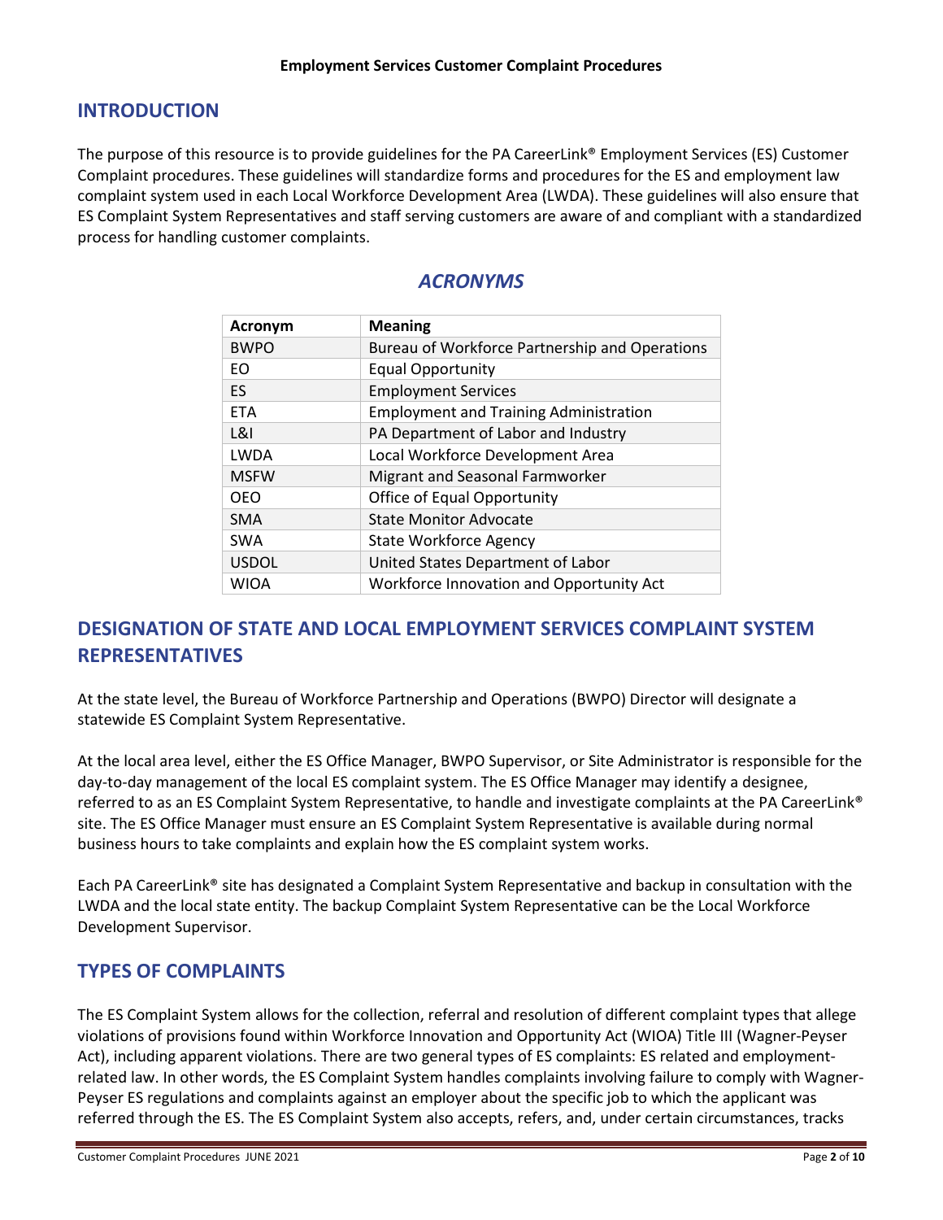## INTRODUCTION

The purpose of this resource is to provide guidelines for the PA CareerLink® Employment Services (ES) Customer Complaint procedures. These guidelines will standardize forms and procedures for the ES and employment law complaint system used in each Local Workforce Development Area (LWDA). These guidelines will also ensure that ES Complaint System Representatives and staff serving customers are aware of and compliant with a standardized process for handling customer complaints.

### *ACRONYMS*

| Acronym | Meaning |
|---|---|
| BWPO | Bureau of Workforce Partnership and Operations |
| EO | Equal Opportunity |
| ES | Employment Services |
| ETA | Employment and Training Administration |
| L&I | PA Department of Labor and Industry |
| LWDA | Local Workforce Development Area |
| MSFW | Migrant and Seasonal Farmworker |
| OEO | Office of Equal Opportunity |
| SMA | State Monitor Advocate |
| SWA | State Workforce Agency |
| USDOL | United States Department of Labor |
| WIOA | Workforce Innovation and Opportunity Act |

## DESIGNATION OF STATE AND LOCAL EMPLOYMENT SERVICES COMPLAINT SYSTEM REPRESENTATIVES

At the state level, the Bureau of Workforce Partnership and Operations (BWPO) Director will designate a statewide ES Complaint System Representative.

At the local area level, either the ES Office Manager, BWPO Supervisor, or Site Administrator is responsible for the day-to-day management of the local ES complaint system. The ES Office Manager may identify a designee, referred to as an ES Complaint System Representative, to handle and investigate complaints at the PA CareerLink® site. The ES Office Manager must ensure an ES Complaint System Representative is available during normal business hours to take complaints and explain how the ES complaint system works.

Each PA CareerLink® site has designated a Complaint System Representative and backup in consultation with the LWDA and the local state entity. The backup Complaint System Representative can be the Local Workforce Development Supervisor.

## TYPES OF COMPLAINTS

The ES Complaint System allows for the collection, referral and resolution of different complaint types that allege violations of provisions found within Workforce Innovation and Opportunity Act (WIOA) Title III (Wagner-Peyser Act), including apparent violations. There are two general types of ES complaints: ES related and employment-related law. In other words, the ES Complaint System handles complaints involving failure to comply with Wagner-Peyser ES regulations and complaints against an employer about the specific job to which the applicant was referred through the ES. The ES Complaint System also accepts, refers, and, under certain circumstances, tracks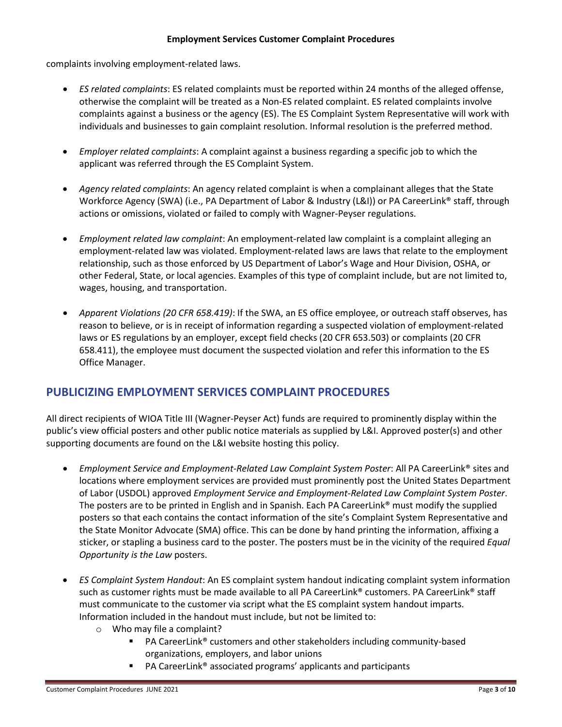complaints involving employment-related laws.

- *ES related complaints*: ES related complaints must be reported within 24 months of the alleged offense, otherwise the complaint will be treated as a Non-ES related complaint. ES related complaints involve complaints against a business or the agency (ES). The ES Complaint System Representative will work with individuals and businesses to gain complaint resolution. Informal resolution is the preferred method.

- *Employer related complaints*: A complaint against a business regarding a specific job to which the applicant was referred through the ES Complaint System.

- *Agency related complaints*: An agency related complaint is when a complainant alleges that the State Workforce Agency (SWA) (i.e., PA Department of Labor & Industry (L&I)) or PA CareerLink® staff, through actions or omissions, violated or failed to comply with Wagner-Peyser regulations.

- *Employment related law complaint*: An employment-related law complaint is a complaint alleging an employment-related law was violated. Employment-related laws are laws that relate to the employment relationship, such as those enforced by US Department of Labor's Wage and Hour Division, OSHA, or other Federal, State, or local agencies. Examples of this type of complaint include, but are not limited to, wages, housing, and transportation.

- *Apparent Violations (20 CFR 658.419)*: If the SWA, an ES office employee, or outreach staff observes, has reason to believe, or is in receipt of information regarding a suspected violation of employment-related laws or ES regulations by an employer, except field checks (20 CFR 653.503) or complaints (20 CFR 658.411), the employee must document the suspected violation and refer this information to the ES Office Manager.

## PUBLICIZING EMPLOYMENT SERVICES COMPLAINT PROCEDURES

All direct recipients of WIOA Title III (Wagner-Peyser Act) funds are required to prominently display within the public's view official posters and other public notice materials as supplied by L&I. Approved poster(s) and other supporting documents are found on the L&I website hosting this policy.

- *Employment Service and Employment-Related Law Complaint System Poster*: All PA CareerLink® sites and locations where employment services are provided must prominently post the United States Department of Labor (USDOL) approved *Employment Service and Employment-Related Law Complaint System Poster*. The posters are to be printed in English and in Spanish. Each PA CareerLink® must modify the supplied posters so that each contains the contact information of the site's Complaint System Representative and the State Monitor Advocate (SMA) office. This can be done by hand printing the information, affixing a sticker, or stapling a business card to the poster. The posters must be in the vicinity of the required *Equal Opportunity is the Law* posters.

- *ES Complaint System Handout*: An ES complaint system handout indicating complaint system information such as customer rights must be made available to all PA CareerLink® customers. PA CareerLink® staff must communicate to the customer via script what the ES complaint system handout imparts. Information included in the handout must include, but not be limited to:
  - Who may file a complaint?
    - PA CareerLink® customers and other stakeholders including community-based organizations, employers, and labor unions
    - PA CareerLink® associated programs' applicants and participants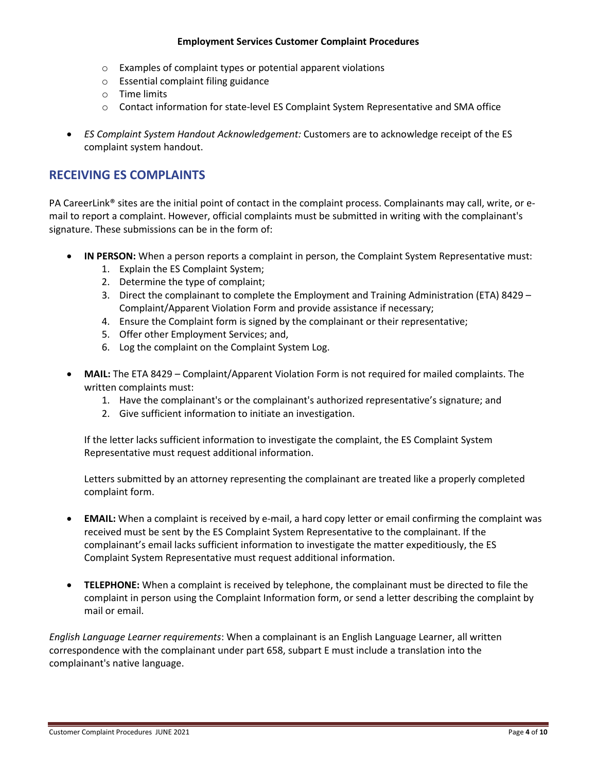- Examples of complaint types or potential apparent violations
- Essential complaint filing guidance
- Time limits
- Contact information for state-level ES Complaint System Representative and SMA office

- *ES Complaint System Handout Acknowledgement:* Customers are to acknowledge receipt of the ES complaint system handout.

## RECEIVING ES COMPLAINTS

PA CareerLink® sites are the initial point of contact in the complaint process. Complainants may call, write, or e-mail to report a complaint. However, official complaints must be submitted in writing with the complainant's signature. These submissions can be in the form of:

- **IN PERSON:** When a person reports a complaint in person, the Complaint System Representative must:
  1. Explain the ES Complaint System;
  2. Determine the type of complaint;
  3. Direct the complainant to complete the Employment and Training Administration (ETA) 8429 – Complaint/Apparent Violation Form and provide assistance if necessary;
  4. Ensure the Complaint form is signed by the complainant or their representative;
  5. Offer other Employment Services; and,
  6. Log the complaint on the Complaint System Log.

- **MAIL:** The ETA 8429 – Complaint/Apparent Violation Form is not required for mailed complaints. The written complaints must:
  1. Have the complainant's or the complainant's authorized representative's signature; and
  2. Give sufficient information to initiate an investigation.

  If the letter lacks sufficient information to investigate the complaint, the ES Complaint System Representative must request additional information.

  Letters submitted by an attorney representing the complainant are treated like a properly completed complaint form.

- **EMAIL:** When a complaint is received by e-mail, a hard copy letter or email confirming the complaint was received must be sent by the ES Complaint System Representative to the complainant. If the complainant's email lacks sufficient information to investigate the matter expeditiously, the ES Complaint System Representative must request additional information.

- **TELEPHONE:** When a complaint is received by telephone, the complainant must be directed to file the complaint in person using the Complaint Information form, or send a letter describing the complaint by mail or email.

*English Language Learner requirements*: When a complainant is an English Language Learner, all written correspondence with the complainant under part 658, subpart E must include a translation into the complainant's native language.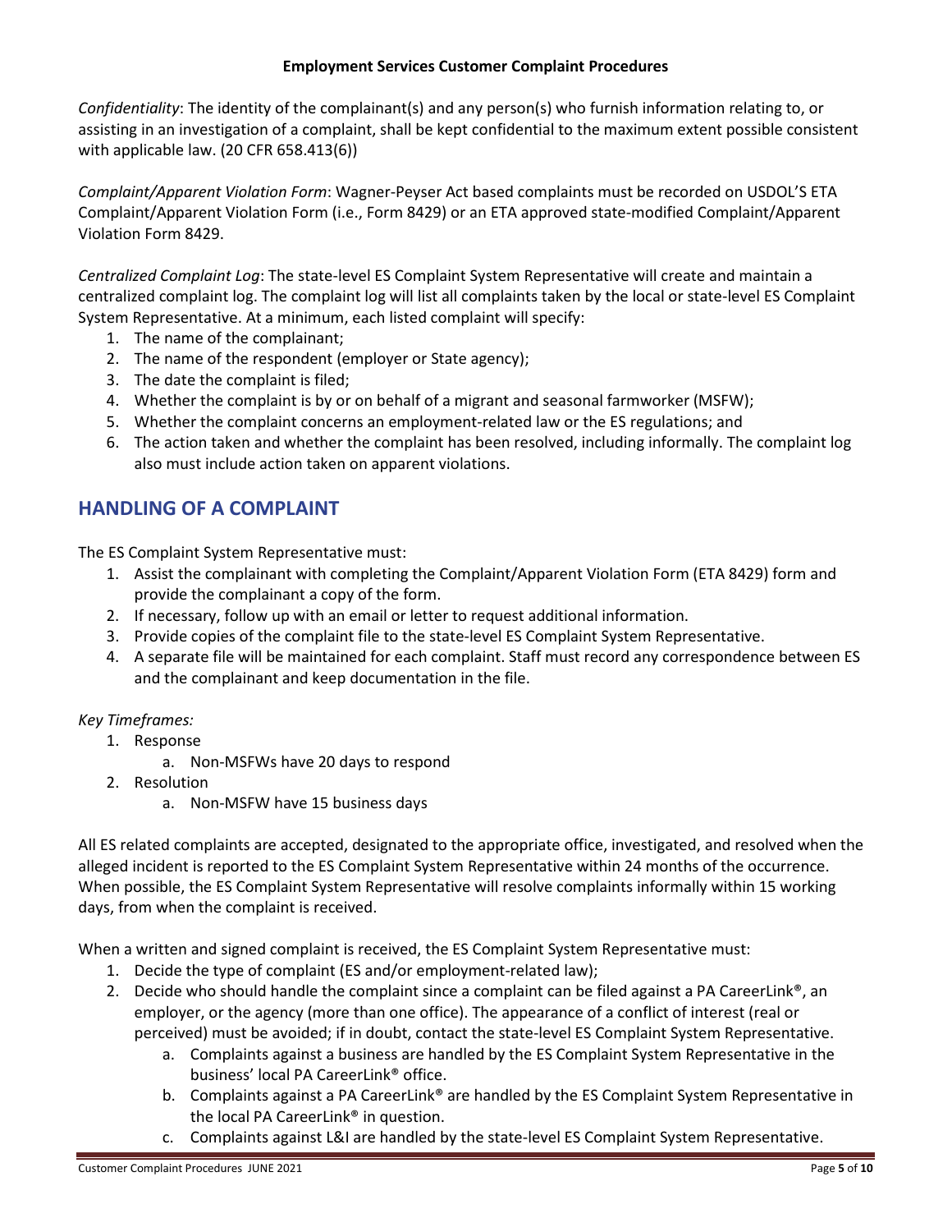*Confidentiality*: The identity of the complainant(s) and any person(s) who furnish information relating to, or assisting in an investigation of a complaint, shall be kept confidential to the maximum extent possible consistent with applicable law. (20 CFR 658.413(6))

*Complaint/Apparent Violation Form*: Wagner-Peyser Act based complaints must be recorded on USDOL'S ETA Complaint/Apparent Violation Form (i.e., Form 8429) or an ETA approved state-modified Complaint/Apparent Violation Form 8429.

*Centralized Complaint Log*: The state-level ES Complaint System Representative will create and maintain a centralized complaint log. The complaint log will list all complaints taken by the local or state-level ES Complaint System Representative. At a minimum, each listed complaint will specify:

1. The name of the complainant;
2. The name of the respondent (employer or State agency);
3. The date the complaint is filed;
4. Whether the complaint is by or on behalf of a migrant and seasonal farmworker (MSFW);
5. Whether the complaint concerns an employment-related law or the ES regulations; and
6. The action taken and whether the complaint has been resolved, including informally. The complaint log also must include action taken on apparent violations.

## HANDLING OF A COMPLAINT

The ES Complaint System Representative must:

1. Assist the complainant with completing the Complaint/Apparent Violation Form (ETA 8429) form and provide the complainant a copy of the form.
2. If necessary, follow up with an email or letter to request additional information.
3. Provide copies of the complaint file to the state-level ES Complaint System Representative.
4. A separate file will be maintained for each complaint. Staff must record any correspondence between ES and the complainant and keep documentation in the file.

*Key Timeframes:*

1. Response
   a. Non-MSFWs have 20 days to respond
2. Resolution
   a. Non-MSFW have 15 business days

All ES related complaints are accepted, designated to the appropriate office, investigated, and resolved when the alleged incident is reported to the ES Complaint System Representative within 24 months of the occurrence. When possible, the ES Complaint System Representative will resolve complaints informally within 15 working days, from when the complaint is received.

When a written and signed complaint is received, the ES Complaint System Representative must:

1. Decide the type of complaint (ES and/or employment-related law);
2. Decide who should handle the complaint since a complaint can be filed against a PA CareerLink®, an employer, or the agency (more than one office). The appearance of a conflict of interest (real or perceived) must be avoided; if in doubt, contact the state-level ES Complaint System Representative.
   a. Complaints against a business are handled by the ES Complaint System Representative in the business' local PA CareerLink® office.
   b. Complaints against a PA CareerLink® are handled by the ES Complaint System Representative in the local PA CareerLink® in question.
   c. Complaints against L&I are handled by the state-level ES Complaint System Representative.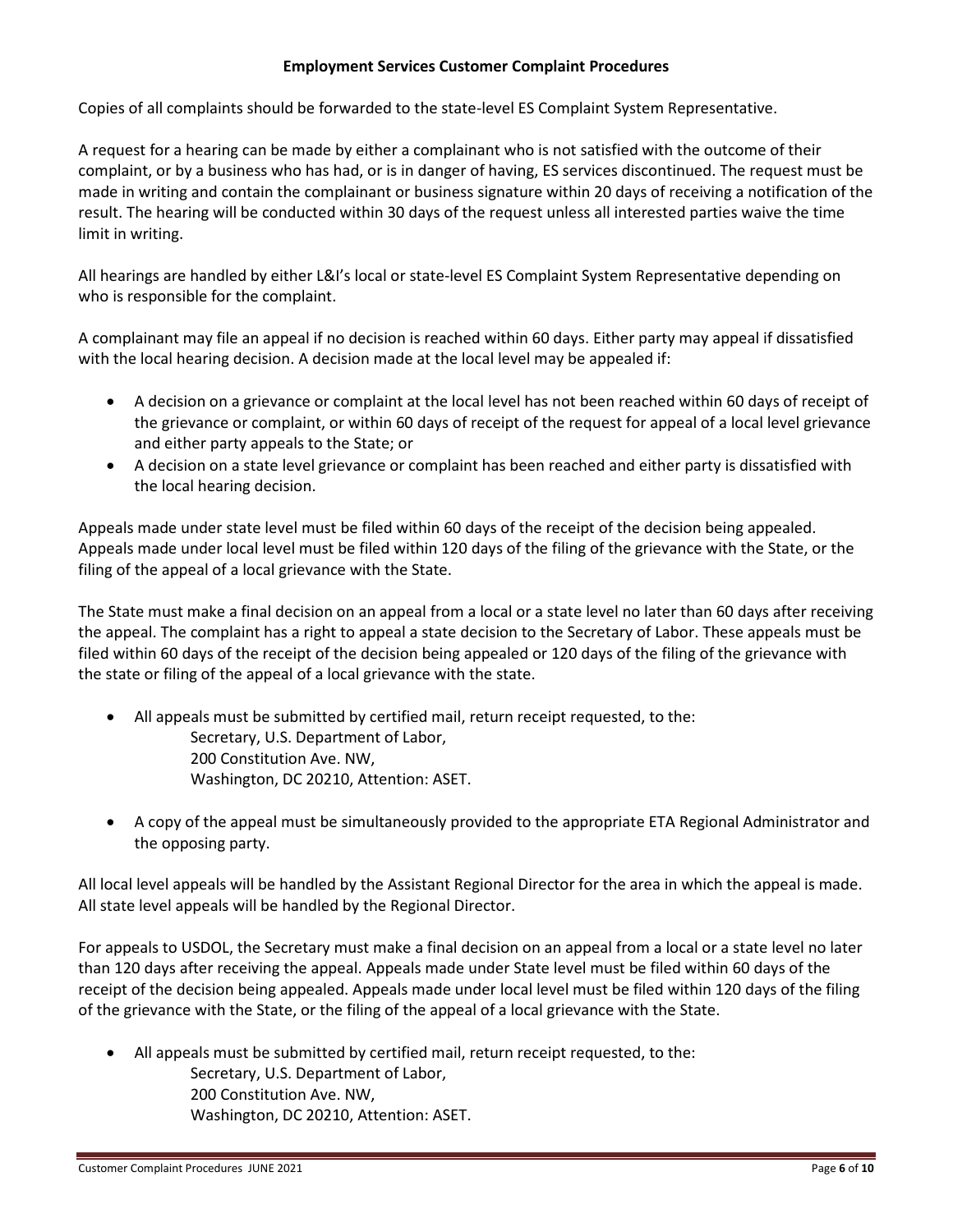**Employment Services Customer Complaint Procedures**

Copies of all complaints should be forwarded to the state-level ES Complaint System Representative.

A request for a hearing can be made by either a complainant who is not satisfied with the outcome of their complaint, or by a business who has had, or is in danger of having, ES services discontinued. The request must be made in writing and contain the complainant or business signature within 20 days of receiving a notification of the result. The hearing will be conducted within 30 days of the request unless all interested parties waive the time limit in writing.

All hearings are handled by either L&I's local or state-level ES Complaint System Representative depending on who is responsible for the complaint.

A complainant may file an appeal if no decision is reached within 60 days. Either party may appeal if dissatisfied with the local hearing decision. A decision made at the local level may be appealed if:

- A decision on a grievance or complaint at the local level has not been reached within 60 days of receipt of the grievance or complaint, or within 60 days of receipt of the request for appeal of a local level grievance and either party appeals to the State; or
- A decision on a state level grievance or complaint has been reached and either party is dissatisfied with the local hearing decision.

Appeals made under state level must be filed within 60 days of the receipt of the decision being appealed. Appeals made under local level must be filed within 120 days of the filing of the grievance with the State, or the filing of the appeal of a local grievance with the State.

The State must make a final decision on an appeal from a local or a state level no later than 60 days after receiving the appeal. The complaint has a right to appeal a state decision to the Secretary of Labor. These appeals must be filed within 60 days of the receipt of the decision being appealed or 120 days of the filing of the grievance with the state or filing of the appeal of a local grievance with the state.

- All appeals must be submitted by certified mail, return receipt requested, to the:
  Secretary, U.S. Department of Labor,
  200 Constitution Ave. NW,
  Washington, DC 20210, Attention: ASET.

- A copy of the appeal must be simultaneously provided to the appropriate ETA Regional Administrator and the opposing party.

All local level appeals will be handled by the Assistant Regional Director for the area in which the appeal is made. All state level appeals will be handled by the Regional Director.

For appeals to USDOL, the Secretary must make a final decision on an appeal from a local or a state level no later than 120 days after receiving the appeal. Appeals made under State level must be filed within 60 days of the receipt of the decision being appealed. Appeals made under local level must be filed within 120 days of the filing of the grievance with the State, or the filing of the appeal of a local grievance with the State.

- All appeals must be submitted by certified mail, return receipt requested, to the:
  Secretary, U.S. Department of Labor,
  200 Constitution Ave. NW,
  Washington, DC 20210, Attention: ASET.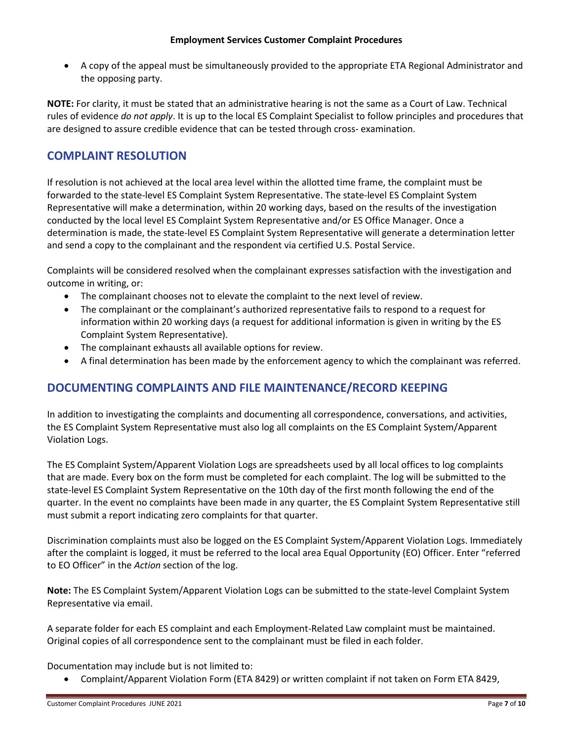- A copy of the appeal must be simultaneously provided to the appropriate ETA Regional Administrator and the opposing party.

**NOTE:** For clarity, it must be stated that an administrative hearing is not the same as a Court of Law. Technical rules of evidence *do not apply*. It is up to the local ES Complaint Specialist to follow principles and procedures that are designed to assure credible evidence that can be tested through cross- examination.

## COMPLAINT RESOLUTION

If resolution is not achieved at the local area level within the allotted time frame, the complaint must be forwarded to the state-level ES Complaint System Representative. The state-level ES Complaint System Representative will make a determination, within 20 working days, based on the results of the investigation conducted by the local level ES Complaint System Representative and/or ES Office Manager. Once a determination is made, the state-level ES Complaint System Representative will generate a determination letter and send a copy to the complainant and the respondent via certified U.S. Postal Service.

Complaints will be considered resolved when the complainant expresses satisfaction with the investigation and outcome in writing, or:

- The complainant chooses not to elevate the complaint to the next level of review.
- The complainant or the complainant's authorized representative fails to respond to a request for information within 20 working days (a request for additional information is given in writing by the ES Complaint System Representative).
- The complainant exhausts all available options for review.
- A final determination has been made by the enforcement agency to which the complainant was referred.

## DOCUMENTING COMPLAINTS AND FILE MAINTENANCE/RECORD KEEPING

In addition to investigating the complaints and documenting all correspondence, conversations, and activities, the ES Complaint System Representative must also log all complaints on the ES Complaint System/Apparent Violation Logs.

The ES Complaint System/Apparent Violation Logs are spreadsheets used by all local offices to log complaints that are made. Every box on the form must be completed for each complaint. The log will be submitted to the state-level ES Complaint System Representative on the 10th day of the first month following the end of the quarter. In the event no complaints have been made in any quarter, the ES Complaint System Representative still must submit a report indicating zero complaints for that quarter.

Discrimination complaints must also be logged on the ES Complaint System/Apparent Violation Logs. Immediately after the complaint is logged, it must be referred to the local area Equal Opportunity (EO) Officer. Enter "referred to EO Officer" in the *Action* section of the log.

**Note:** The ES Complaint System/Apparent Violation Logs can be submitted to the state-level Complaint System Representative via email.

A separate folder for each ES complaint and each Employment-Related Law complaint must be maintained. Original copies of all correspondence sent to the complainant must be filed in each folder.

Documentation may include but is not limited to:

- Complaint/Apparent Violation Form (ETA 8429) or written complaint if not taken on Form ETA 8429,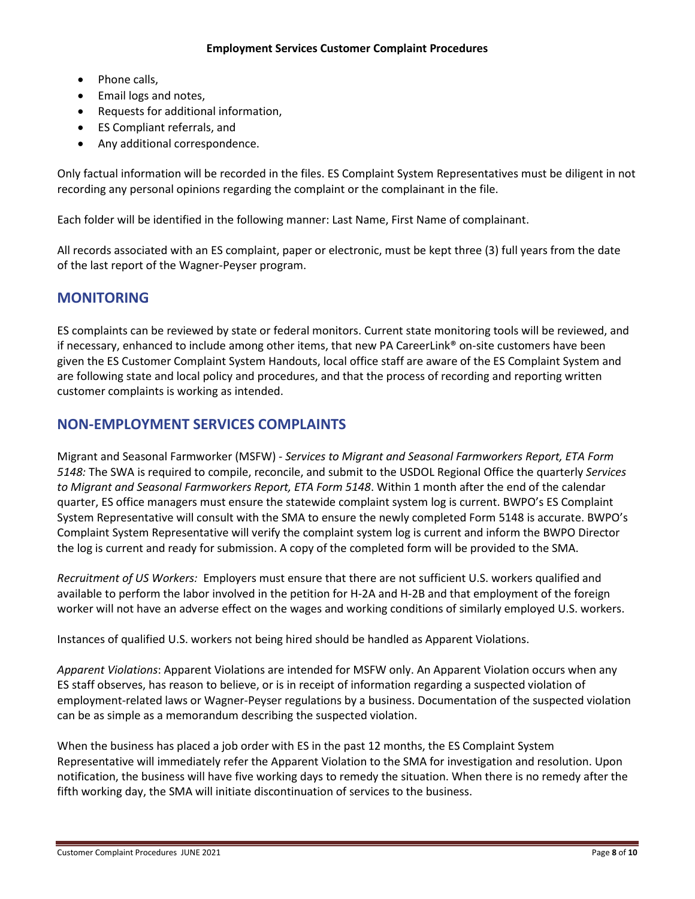- Phone calls,
- Email logs and notes,
- Requests for additional information,
- ES Compliant referrals, and
- Any additional correspondence.

Only factual information will be recorded in the files. ES Complaint System Representatives must be diligent in not recording any personal opinions regarding the complaint or the complainant in the file.

Each folder will be identified in the following manner: Last Name, First Name of complainant.

All records associated with an ES complaint, paper or electronic, must be kept three (3) full years from the date of the last report of the Wagner-Peyser program.

## MONITORING

ES complaints can be reviewed by state or federal monitors. Current state monitoring tools will be reviewed, and if necessary, enhanced to include among other items, that new PA CareerLink® on-site customers have been given the ES Customer Complaint System Handouts, local office staff are aware of the ES Complaint System and are following state and local policy and procedures, and that the process of recording and reporting written customer complaints is working as intended.

## NON-EMPLOYMENT SERVICES COMPLAINTS

Migrant and Seasonal Farmworker (MSFW) - *Services to Migrant and Seasonal Farmworkers Report, ETA Form 5148:* The SWA is required to compile, reconcile, and submit to the USDOL Regional Office the quarterly *Services to Migrant and Seasonal Farmworkers Report, ETA Form 5148*. Within 1 month after the end of the calendar quarter, ES office managers must ensure the statewide complaint system log is current. BWPO's ES Complaint System Representative will consult with the SMA to ensure the newly completed Form 5148 is accurate. BWPO's Complaint System Representative will verify the complaint system log is current and inform the BWPO Director the log is current and ready for submission. A copy of the completed form will be provided to the SMA.

*Recruitment of US Workers:* Employers must ensure that there are not sufficient U.S. workers qualified and available to perform the labor involved in the petition for H-2A and H-2B and that employment of the foreign worker will not have an adverse effect on the wages and working conditions of similarly employed U.S. workers.

Instances of qualified U.S. workers not being hired should be handled as Apparent Violations.

*Apparent Violations*: Apparent Violations are intended for MSFW only. An Apparent Violation occurs when any ES staff observes, has reason to believe, or is in receipt of information regarding a suspected violation of employment-related laws or Wagner-Peyser regulations by a business. Documentation of the suspected violation can be as simple as a memorandum describing the suspected violation.

When the business has placed a job order with ES in the past 12 months, the ES Complaint System Representative will immediately refer the Apparent Violation to the SMA for investigation and resolution. Upon notification, the business will have five working days to remedy the situation. When there is no remedy after the fifth working day, the SMA will initiate discontinuation of services to the business.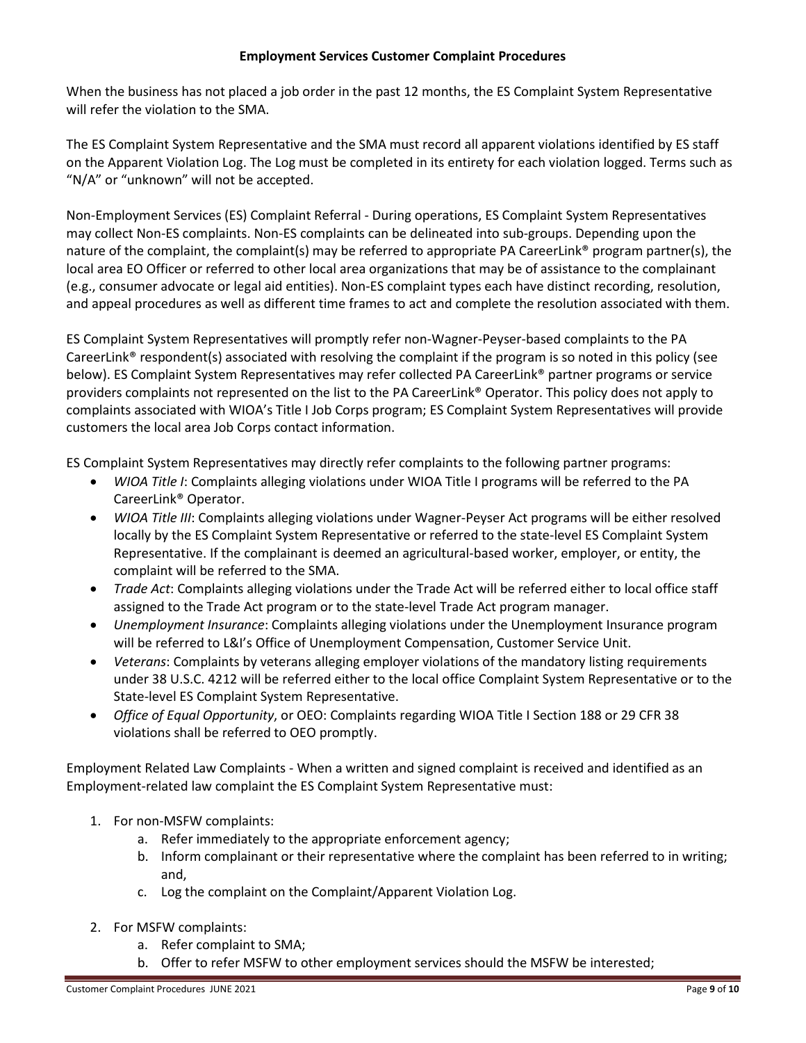When the business has not placed a job order in the past 12 months, the ES Complaint System Representative will refer the violation to the SMA.

The ES Complaint System Representative and the SMA must record all apparent violations identified by ES staff on the Apparent Violation Log. The Log must be completed in its entirety for each violation logged. Terms such as "N/A" or "unknown" will not be accepted.

Non-Employment Services (ES) Complaint Referral - During operations, ES Complaint System Representatives may collect Non-ES complaints. Non-ES complaints can be delineated into sub-groups. Depending upon the nature of the complaint, the complaint(s) may be referred to appropriate PA CareerLink® program partner(s), the local area EO Officer or referred to other local area organizations that may be of assistance to the complainant (e.g., consumer advocate or legal aid entities). Non-ES complaint types each have distinct recording, resolution, and appeal procedures as well as different time frames to act and complete the resolution associated with them.

ES Complaint System Representatives will promptly refer non-Wagner-Peyser-based complaints to the PA CareerLink® respondent(s) associated with resolving the complaint if the program is so noted in this policy (see below). ES Complaint System Representatives may refer collected PA CareerLink® partner programs or service providers complaints not represented on the list to the PA CareerLink® Operator. This policy does not apply to complaints associated with WIOA's Title I Job Corps program; ES Complaint System Representatives will provide customers the local area Job Corps contact information.

ES Complaint System Representatives may directly refer complaints to the following partner programs:

- *WIOA Title I*: Complaints alleging violations under WIOA Title I programs will be referred to the PA CareerLink® Operator.
- *WIOA Title III*: Complaints alleging violations under Wagner-Peyser Act programs will be either resolved locally by the ES Complaint System Representative or referred to the state-level ES Complaint System Representative. If the complainant is deemed an agricultural-based worker, employer, or entity, the complaint will be referred to the SMA.
- *Trade Act*: Complaints alleging violations under the Trade Act will be referred either to local office staff assigned to the Trade Act program or to the state-level Trade Act program manager.
- *Unemployment Insurance*: Complaints alleging violations under the Unemployment Insurance program will be referred to L&I's Office of Unemployment Compensation, Customer Service Unit.
- *Veterans*: Complaints by veterans alleging employer violations of the mandatory listing requirements under 38 U.S.C. 4212 will be referred either to the local office Complaint System Representative or to the State-level ES Complaint System Representative.
- *Office of Equal Opportunity*, or OEO: Complaints regarding WIOA Title I Section 188 or 29 CFR 38 violations shall be referred to OEO promptly.

Employment Related Law Complaints - When a written and signed complaint is received and identified as an Employment-related law complaint the ES Complaint System Representative must:

1. For non-MSFW complaints:
   a. Refer immediately to the appropriate enforcement agency;
   b. Inform complainant or their representative where the complaint has been referred to in writing; and,
   c. Log the complaint on the Complaint/Apparent Violation Log.
2. For MSFW complaints:
   a. Refer complaint to SMA;
   b. Offer to refer MSFW to other employment services should the MSFW be interested;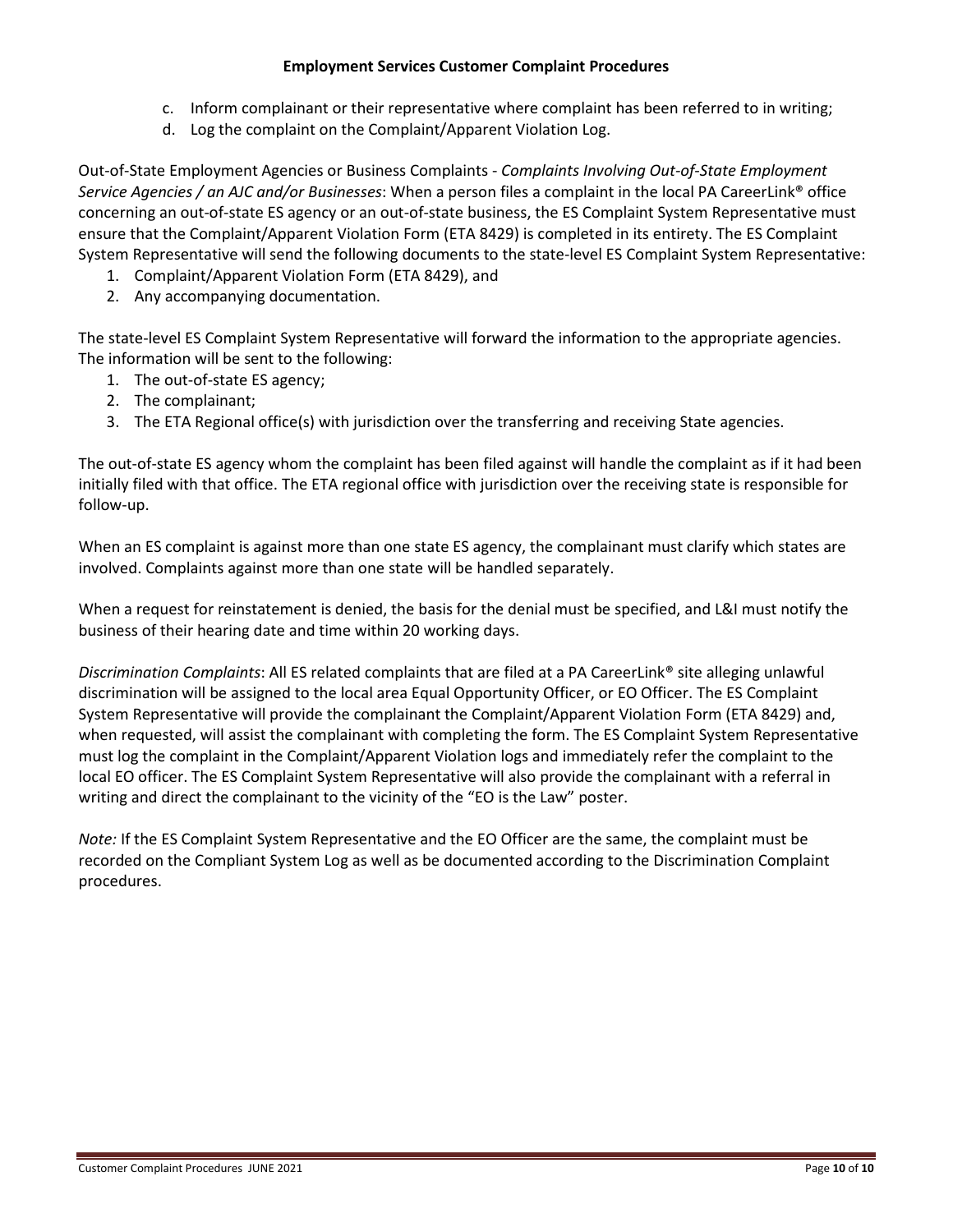c. Inform complainant or their representative where complaint has been referred to in writing;
d. Log the complaint on the Complaint/Apparent Violation Log.

Out-of-State Employment Agencies or Business Complaints - *Complaints Involving Out-of-State Employment Service Agencies / an AJC and/or Businesses*: When a person files a complaint in the local PA CareerLink® office concerning an out-of-state ES agency or an out-of-state business, the ES Complaint System Representative must ensure that the Complaint/Apparent Violation Form (ETA 8429) is completed in its entirety. The ES Complaint System Representative will send the following documents to the state-level ES Complaint System Representative:

1. Complaint/Apparent Violation Form (ETA 8429), and
2. Any accompanying documentation.

The state-level ES Complaint System Representative will forward the information to the appropriate agencies. The information will be sent to the following:

1. The out-of-state ES agency;
2. The complainant;
3. The ETA Regional office(s) with jurisdiction over the transferring and receiving State agencies.

The out-of-state ES agency whom the complaint has been filed against will handle the complaint as if it had been initially filed with that office. The ETA regional office with jurisdiction over the receiving state is responsible for follow-up.

When an ES complaint is against more than one state ES agency, the complainant must clarify which states are involved. Complaints against more than one state will be handled separately.

When a request for reinstatement is denied, the basis for the denial must be specified, and L&I must notify the business of their hearing date and time within 20 working days.

*Discrimination Complaints*: All ES related complaints that are filed at a PA CareerLink® site alleging unlawful discrimination will be assigned to the local area Equal Opportunity Officer, or EO Officer. The ES Complaint System Representative will provide the complainant the Complaint/Apparent Violation Form (ETA 8429) and, when requested, will assist the complainant with completing the form. The ES Complaint System Representative must log the complaint in the Complaint/Apparent Violation logs and immediately refer the complaint to the local EO officer. The ES Complaint System Representative will also provide the complainant with a referral in writing and direct the complainant to the vicinity of the "EO is the Law" poster.

*Note:* If the ES Complaint System Representative and the EO Officer are the same, the complaint must be recorded on the Compliant System Log as well as be documented according to the Discrimination Complaint procedures.